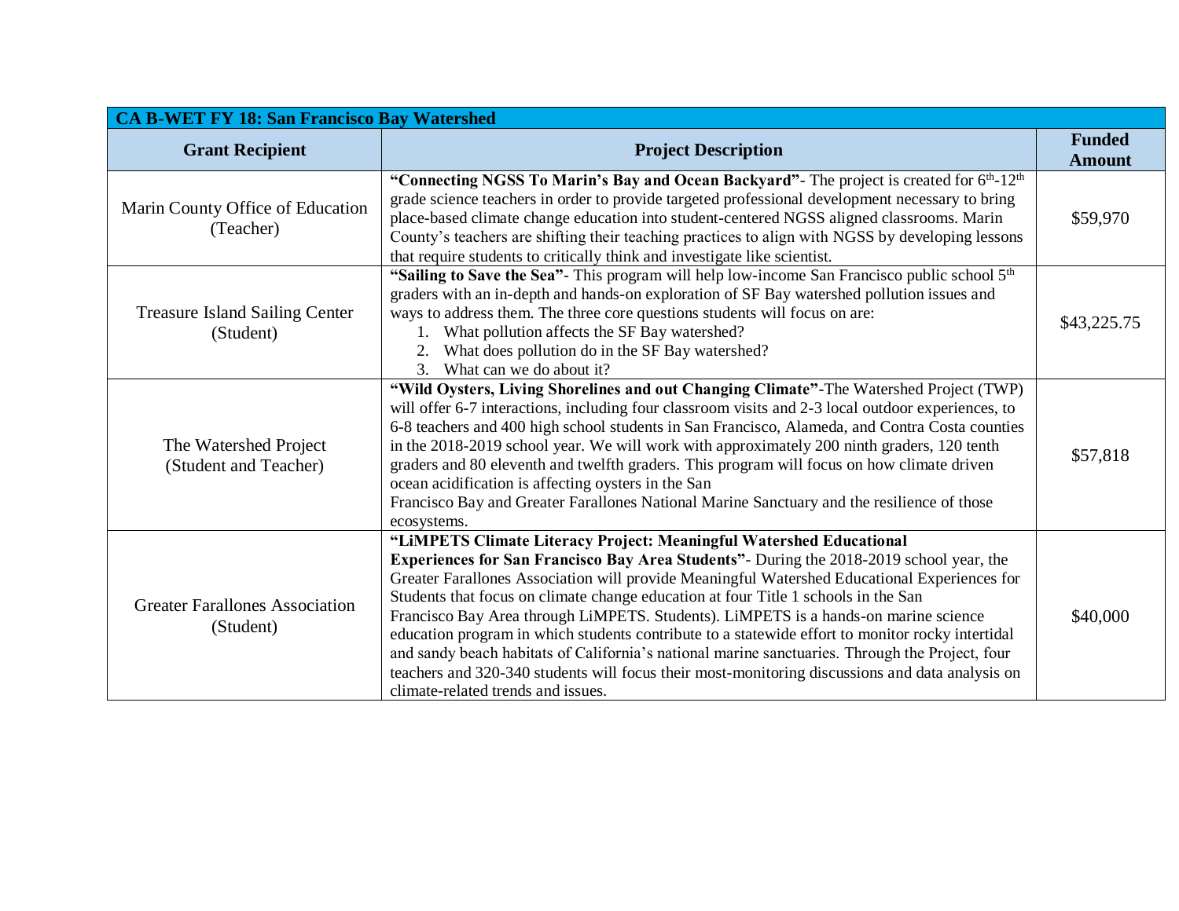| CA B-WET FY 18: San Francisco Bay Watershed | | |
|---|---|---|
| **Grant Recipient** | **Project Description** | **Funded Amount** |
| Marin County Office of Education (Teacher) | **"Connecting NGSS To Marin's Bay and Ocean Backyard"**- The project is created for 6th-12th grade science teachers in order to provide targeted professional development necessary to bring place-based climate change education into student-centered NGSS aligned classrooms. Marin County's teachers are shifting their teaching practices to align with NGSS by developing lessons that require students to critically think and investigate like scientist. | $59,970 |
| Treasure Island Sailing Center (Student) | **"Sailing to Save the Sea"**- This program will help low-income San Francisco public school 5th graders with an in-depth and hands-on exploration of SF Bay watershed pollution issues and ways to address them. The three core questions students will focus on are: 1. What pollution affects the SF Bay watershed? 2. What does pollution do in the SF Bay watershed? 3. What can we do about it? | $43,225.75 |
| The Watershed Project (Student and Teacher) | **"Wild Oysters, Living Shorelines and out Changing Climate"**-The Watershed Project (TWP) will offer 6-7 interactions, including four classroom visits and 2-3 local outdoor experiences, to 6-8 teachers and 400 high school students in San Francisco, Alameda, and Contra Costa counties in the 2018-2019 school year. We will work with approximately 200 ninth graders, 120 tenth graders and 80 eleventh and twelfth graders. This program will focus on how climate driven ocean acidification is affecting oysters in the San Francisco Bay and Greater Farallones National Marine Sanctuary and the resilience of those ecosystems. | $57,818 |
| Greater Farallones Association (Student) | **"LiMPETS Climate Literacy Project: Meaningful Watershed Educational Experiences for San Francisco Bay Area Students"**- During the 2018-2019 school year, the Greater Farallones Association will provide Meaningful Watershed Educational Experiences for Students that focus on climate change education at four Title 1 schools in the San Francisco Bay Area through LiMPETS. Students). LiMPETS is a hands-on marine science education program in which students contribute to a statewide effort to monitor rocky intertidal and sandy beach habitats of California's national marine sanctuaries. Through the Project, four teachers and 320-340 students will focus their most-monitoring discussions and data analysis on climate-related trends and issues. | $40,000 |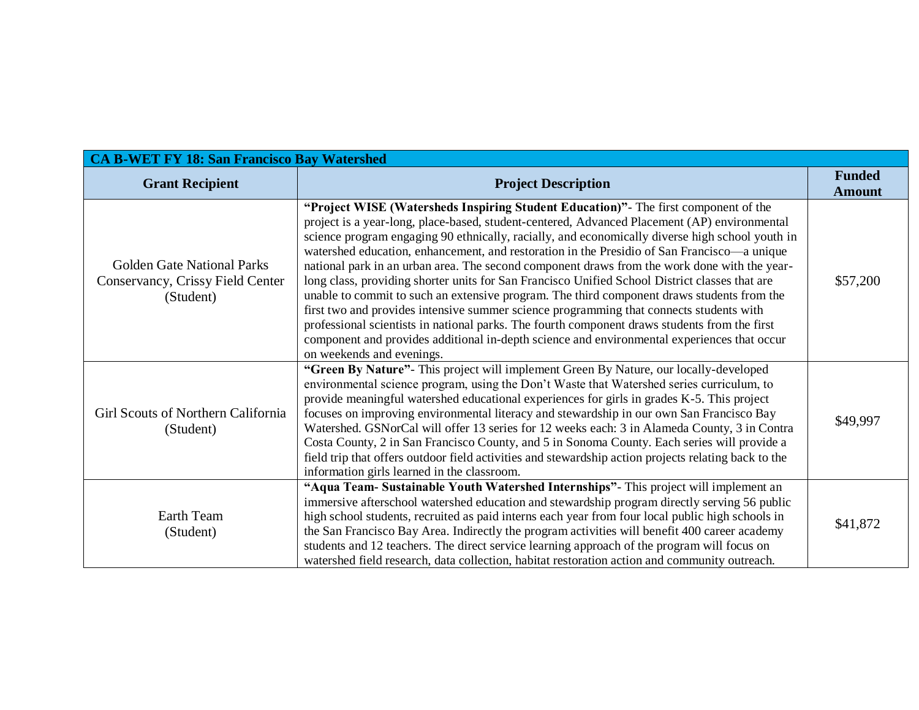| CA B-WET FY 18: San Francisco Bay Watershed | | |
|---|---|---|
| **Grant Recipient** | **Project Description** | **Funded Amount** |
| Golden Gate National Parks Conservancy, Crissy Field Center (Student) | **"Project WISE (Watersheds Inspiring Student Education)"**- The first component of the project is a year-long, place-based, student-centered, Advanced Placement (AP) environmental science program engaging 90 ethnically, racially, and economically diverse high school youth in watershed education, enhancement, and restoration in the Presidio of San Francisco—a unique national park in an urban area. The second component draws from the work done with the year-long class, providing shorter units for San Francisco Unified School District classes that are unable to commit to such an extensive program. The third component draws students from the first two and provides intensive summer science programming that connects students with professional scientists in national parks. The fourth component draws students from the first component and provides additional in-depth science and environmental experiences that occur on weekends and evenings. | $57,200 |
| Girl Scouts of Northern California (Student) | **"Green By Nature"**- This project will implement Green By Nature, our locally-developed environmental science program, using the Don't Waste that Watershed series curriculum, to provide meaningful watershed educational experiences for girls in grades K-5. This project focuses on improving environmental literacy and stewardship in our own San Francisco Bay Watershed. GSNorCal will offer 13 series for 12 weeks each: 3 in Alameda County, 3 in Contra Costa County, 2 in San Francisco County, and 5 in Sonoma County. Each series will provide a field trip that offers outdoor field activities and stewardship action projects relating back to the information girls learned in the classroom. | $49,997 |
| Earth Team (Student) | **"Aqua Team- Sustainable Youth Watershed Internships"**- This project will implement an immersive afterschool watershed education and stewardship program directly serving 56 public high school students, recruited as paid interns each year from four local public high schools in the San Francisco Bay Area. Indirectly the program activities will benefit 400 career academy students and 12 teachers. The direct service learning approach of the program will focus on watershed field research, data collection, habitat restoration action and community outreach. | $41,872 |